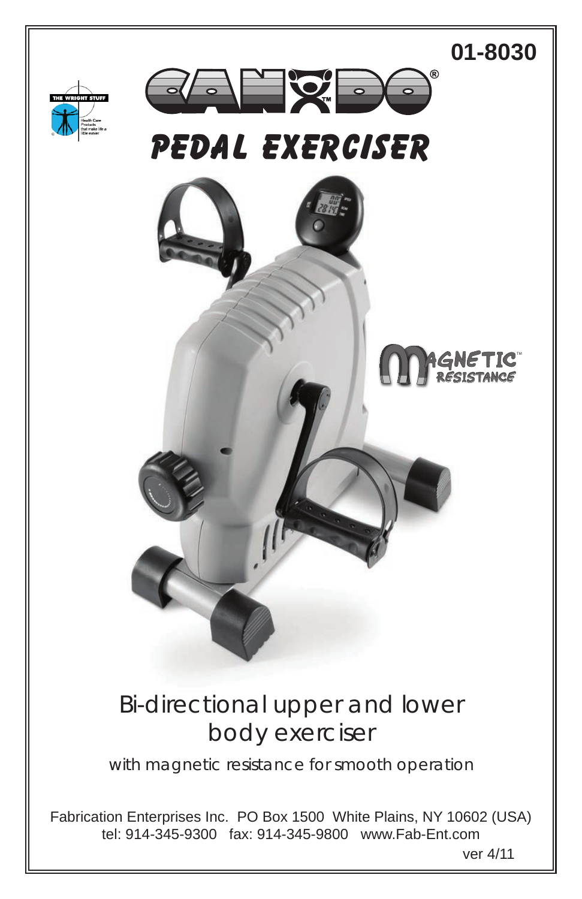01-8030

# CanDo® Pedal Exerciser

Magnetic Resistance™

## Bi-directional upper and lower body exerciser

with magnetic resistance for smooth operation

Fabrication Enterprises Inc. PO Box 1500 White Plains, NY 10602 (USA)
tel: 914-345-9300 fax: 914-345-9800 www.Fab-Ent.com

ver 4/11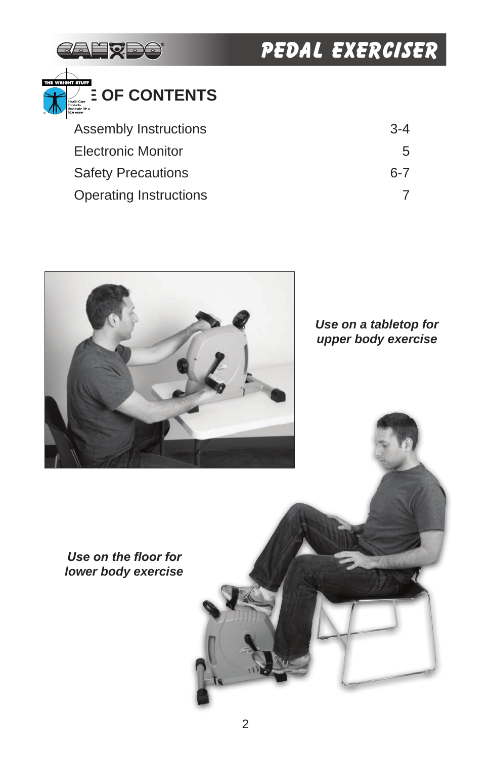# TABLE OF CONTENTS

| | |
|---|---|
| Assembly Instructions | 3-4 |
| Electronic Monitor | 5 |
| Safety Precautions | 6-7 |
| Operating Instructions | 7 |

***Use on a tabletop for upper body exercise***

***Use on the floor for lower body exercise***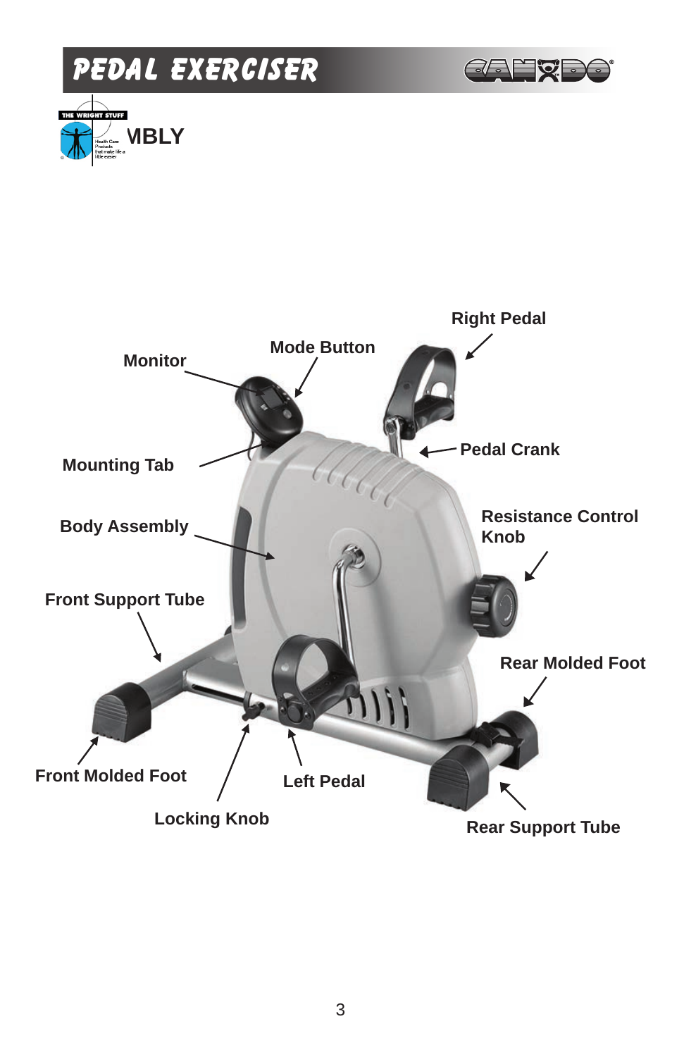# PEDAL EXERCISER

## MBLY

Right Pedal

Mode Button

Monitor

Pedal Crank

Mounting Tab

Body Assembly

Resistance Control Knob

Front Support Tube

Rear Molded Foot

Front Molded Foot

Left Pedal

Locking Knob

Rear Support Tube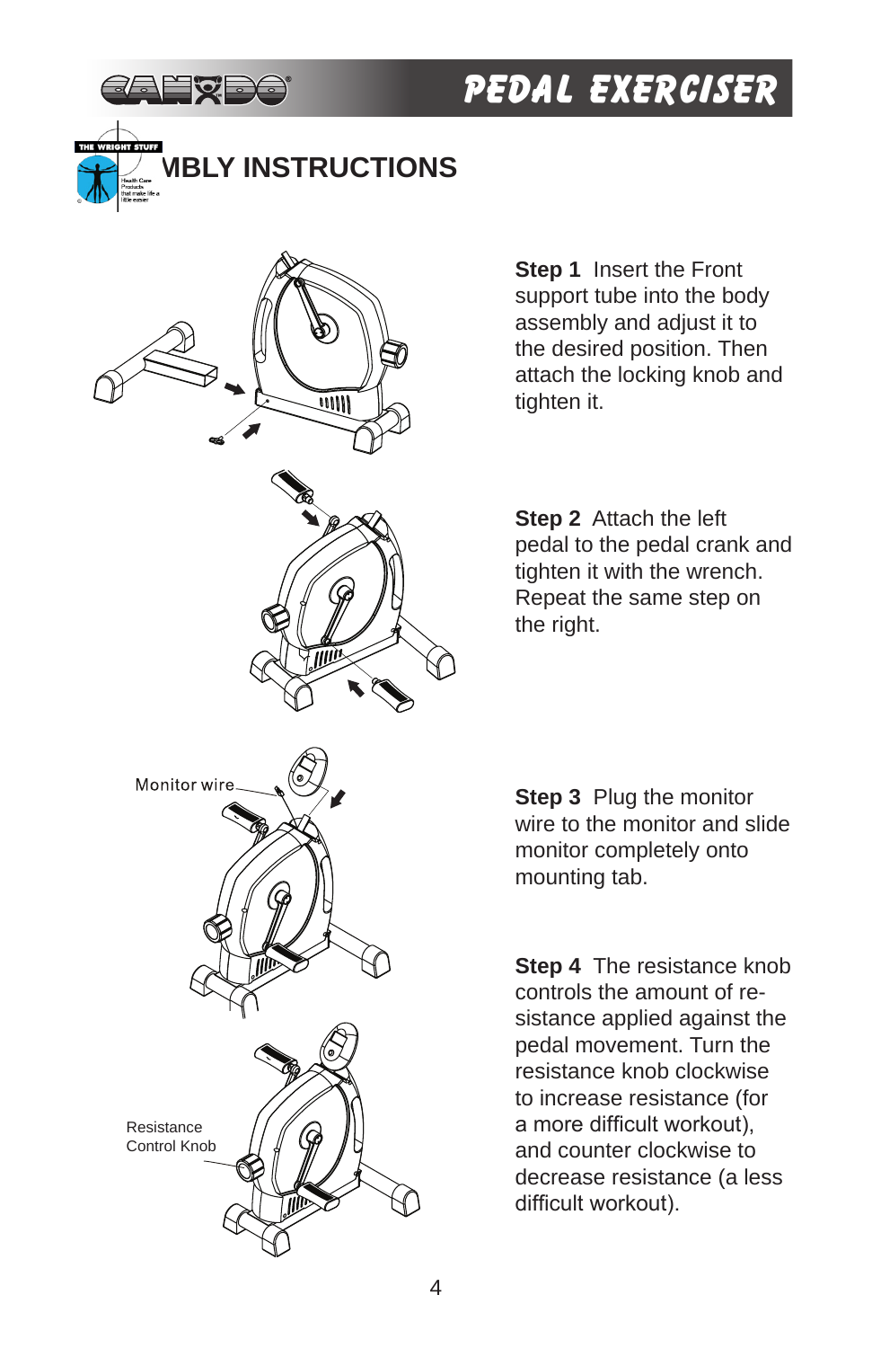# ASSEMBLY INSTRUCTIONS

**Step 1** Insert the Front support tube into the body assembly and adjust it to the desired position. Then attach the locking knob and tighten it.

**Step 2** Attach the left pedal to the pedal crank and tighten it with the wrench. Repeat the same step on the right.

Monitor wire

**Step 3** Plug the monitor wire to the monitor and slide monitor completely onto mounting tab.

Resistance Control Knob

**Step 4** The resistance knob controls the amount of resistance applied against the pedal movement. Turn the resistance knob clockwise to increase resistance (for a more difficult workout), and counter clockwise to decrease resistance (a less difficult workout).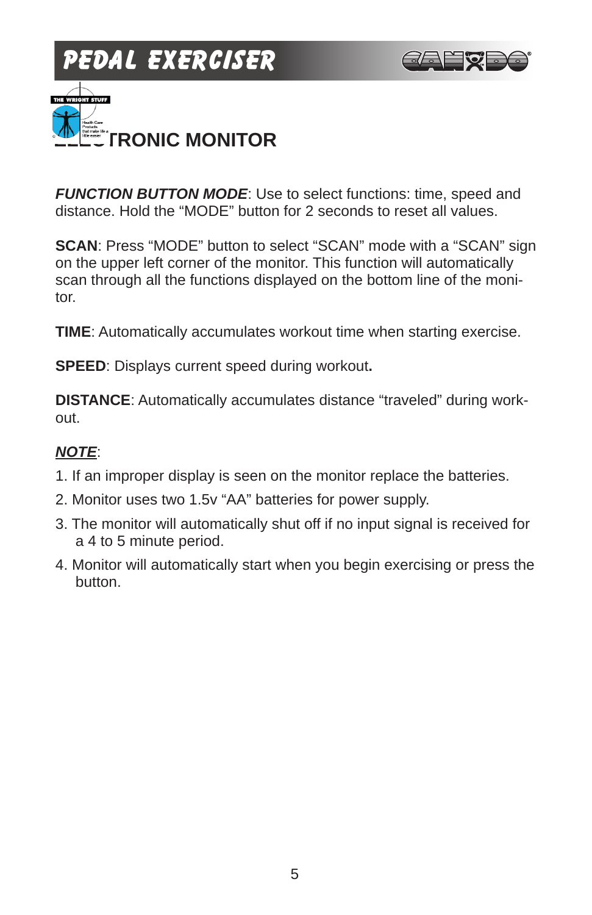## ELECTRONIC MONITOR

***FUNCTION BUTTON MODE***: Use to select functions: time, speed and distance. Hold the “MODE” button for 2 seconds to reset all values.

**SCAN**: Press “MODE” button to select “SCAN” mode with a “SCAN” sign on the upper left corner of the monitor. This function will automatically scan through all the functions displayed on the bottom line of the monitor.

**TIME**: Automatically accumulates workout time when starting exercise.

**SPEED**: Displays current speed during workout**.**

**DISTANCE**: Automatically accumulates distance “traveled” during workout.

***NOTE***:

1. If an improper display is seen on the monitor replace the batteries.
2. Monitor uses two 1.5v “AA” batteries for power supply.
3. The monitor will automatically shut off if no input signal is received for a 4 to 5 minute period.
4. Monitor will automatically start when you begin exercising or press the button.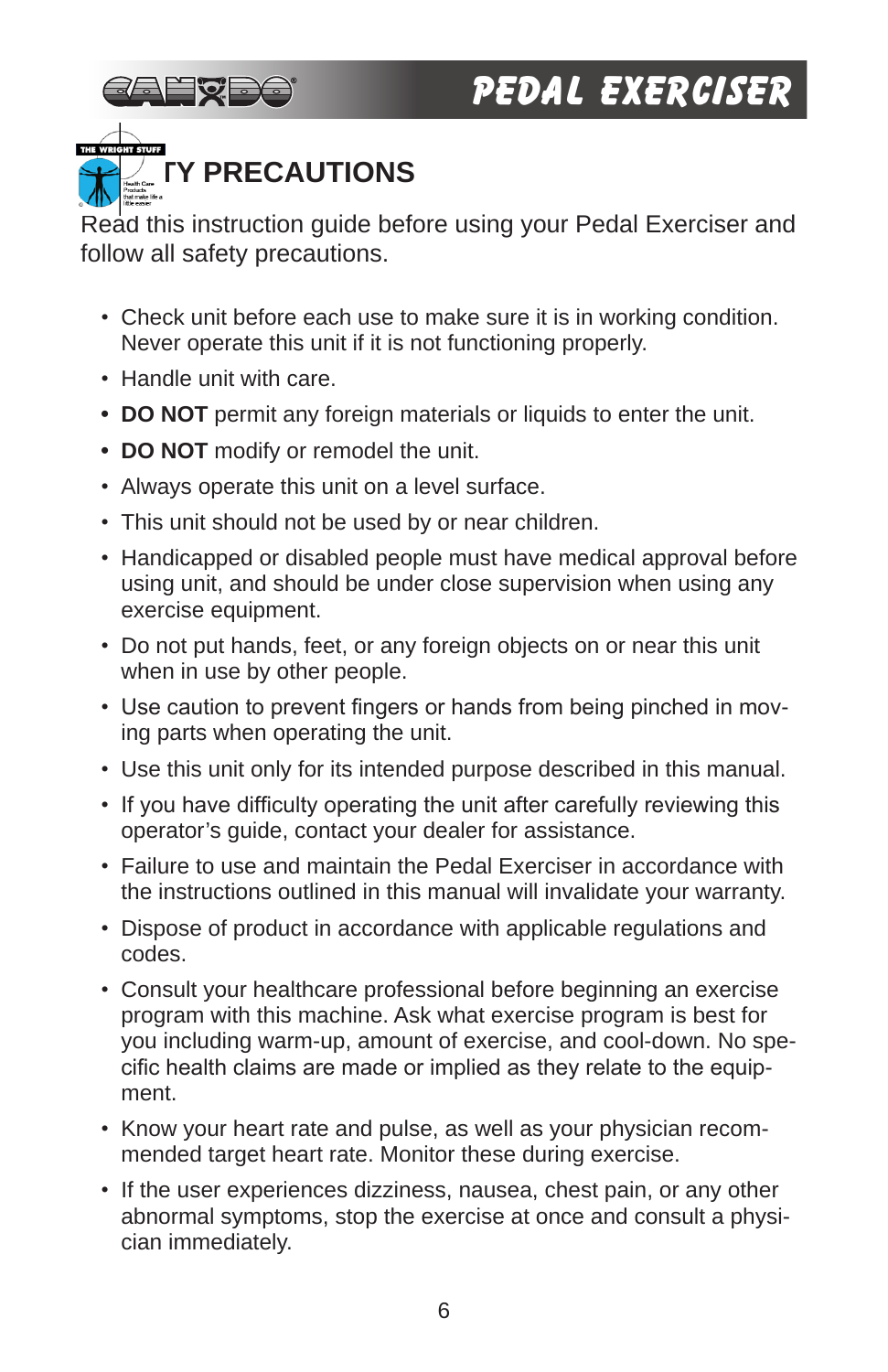## SAFETY PRECAUTIONS

Read this instruction guide before using your Pedal Exerciser and follow all safety precautions.

- Check unit before each use to make sure it is in working condition. Never operate this unit if it is not functioning properly.
- Handle unit with care.
- **DO NOT** permit any foreign materials or liquids to enter the unit.
- **DO NOT** modify or remodel the unit.
- Always operate this unit on a level surface.
- This unit should not be used by or near children.
- Handicapped or disabled people must have medical approval before using unit, and should be under close supervision when using any exercise equipment.
- Do not put hands, feet, or any foreign objects on or near this unit when in use by other people.
- Use caution to prevent fingers or hands from being pinched in moving parts when operating the unit.
- Use this unit only for its intended purpose described in this manual.
- If you have difficulty operating the unit after carefully reviewing this operator's guide, contact your dealer for assistance.
- Failure to use and maintain the Pedal Exerciser in accordance with the instructions outlined in this manual will invalidate your warranty.
- Dispose of product in accordance with applicable regulations and codes.
- Consult your healthcare professional before beginning an exercise program with this machine. Ask what exercise program is best for you including warm-up, amount of exercise, and cool-down. No specific health claims are made or implied as they relate to the equipment.
- Know your heart rate and pulse, as well as your physician recommended target heart rate. Monitor these during exercise.
- If the user experiences dizziness, nausea, chest pain, or any other abnormal symptoms, stop the exercise at once and consult a physician immediately.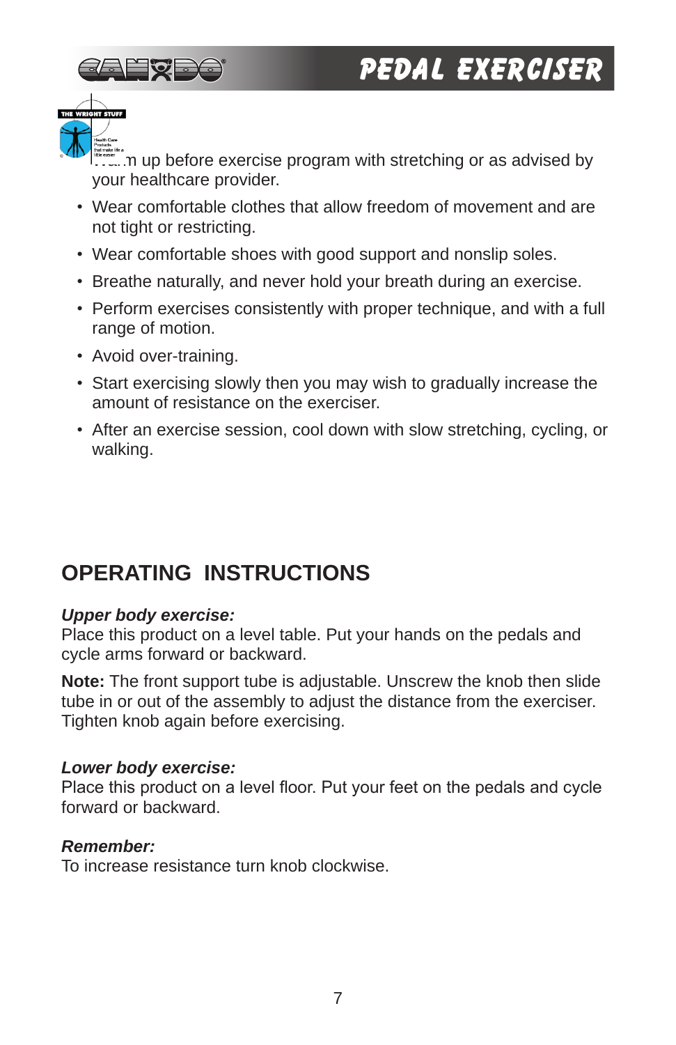Warm up before exercise program with stretching or as advised by your healthcare provider.

- Wear comfortable clothes that allow freedom of movement and are not tight or restricting.
- Wear comfortable shoes with good support and nonslip soles.
- Breathe naturally, and never hold your breath during an exercise.
- Perform exercises consistently with proper technique, and with a full range of motion.
- Avoid over-training.
- Start exercising slowly then you may wish to gradually increase the amount of resistance on the exerciser.
- After an exercise session, cool down with slow stretching, cycling, or walking.

## OPERATING INSTRUCTIONS

***Upper body exercise:***
Place this product on a level table. Put your hands on the pedals and cycle arms forward or backward.

**Note:** The front support tube is adjustable. Unscrew the knob then slide tube in or out of the assembly to adjust the distance from the exerciser. Tighten knob again before exercising.

***Lower body exercise:***
Place this product on a level floor. Put your feet on the pedals and cycle forward or backward.

***Remember:***
To increase resistance turn knob clockwise.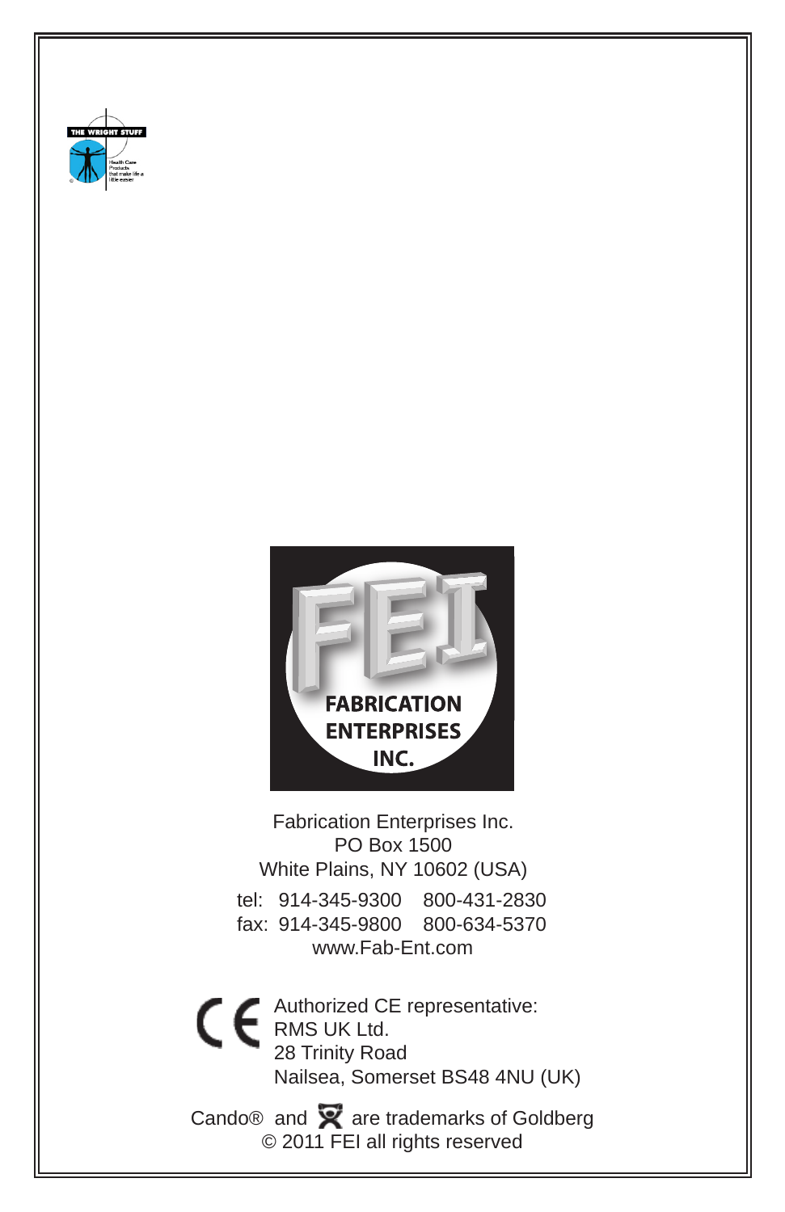THE WRIGHT STUFF

Health Care Products that make life a little easier

FEI

FABRICATION ENTERPRISES INC.

Fabrication Enterprises Inc.
PO Box 1500
White Plains, NY 10602 (USA)

tel: 914-345-9300 800-431-2830
fax: 914-345-9800 800-634-5370
www.Fab-Ent.com

CE Authorized CE representative:
RMS UK Ltd.
28 Trinity Road
Nailsea, Somerset BS48 4NU (UK)

Cando® and are trademarks of Goldberg
© 2011 FEI all rights reserved